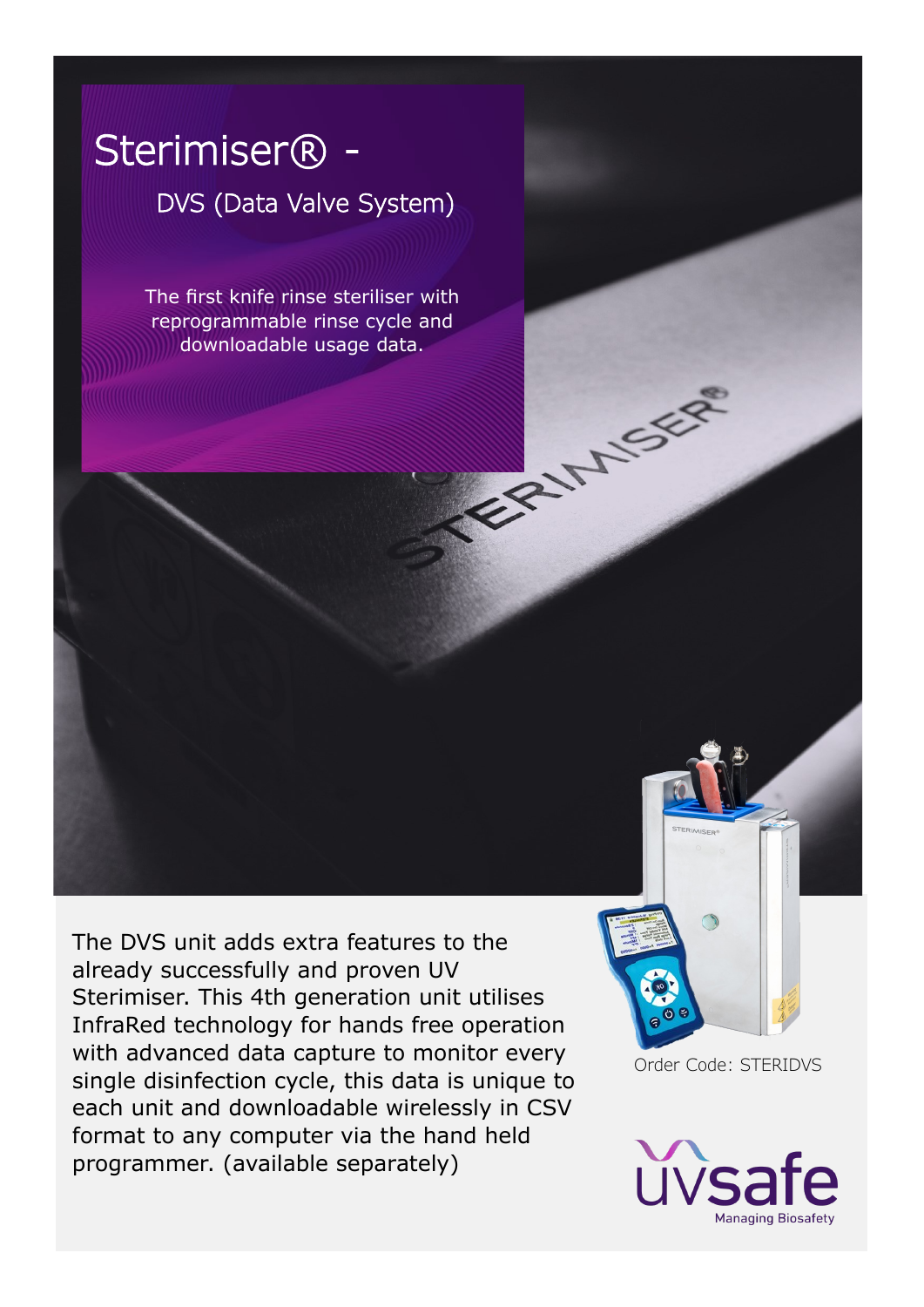# Sterimiser® -

## DVS (Data Valve System)

The first knife rinse steriliser with reprogrammable rinse cycle and downloadable usage data.

The DVS unit adds extra features to the already successfully and proven UV Sterimiser. This 4th generation unit utilises InfraRed technology for hands free operation with advanced data capture to monitor every single disinfection cycle, this data is unique to each unit and downloadable wirelessly in CSV format to any computer via the hand held programmer. (available separately)

Order Code: STERIDVS

uvsafe
Managing Biosafety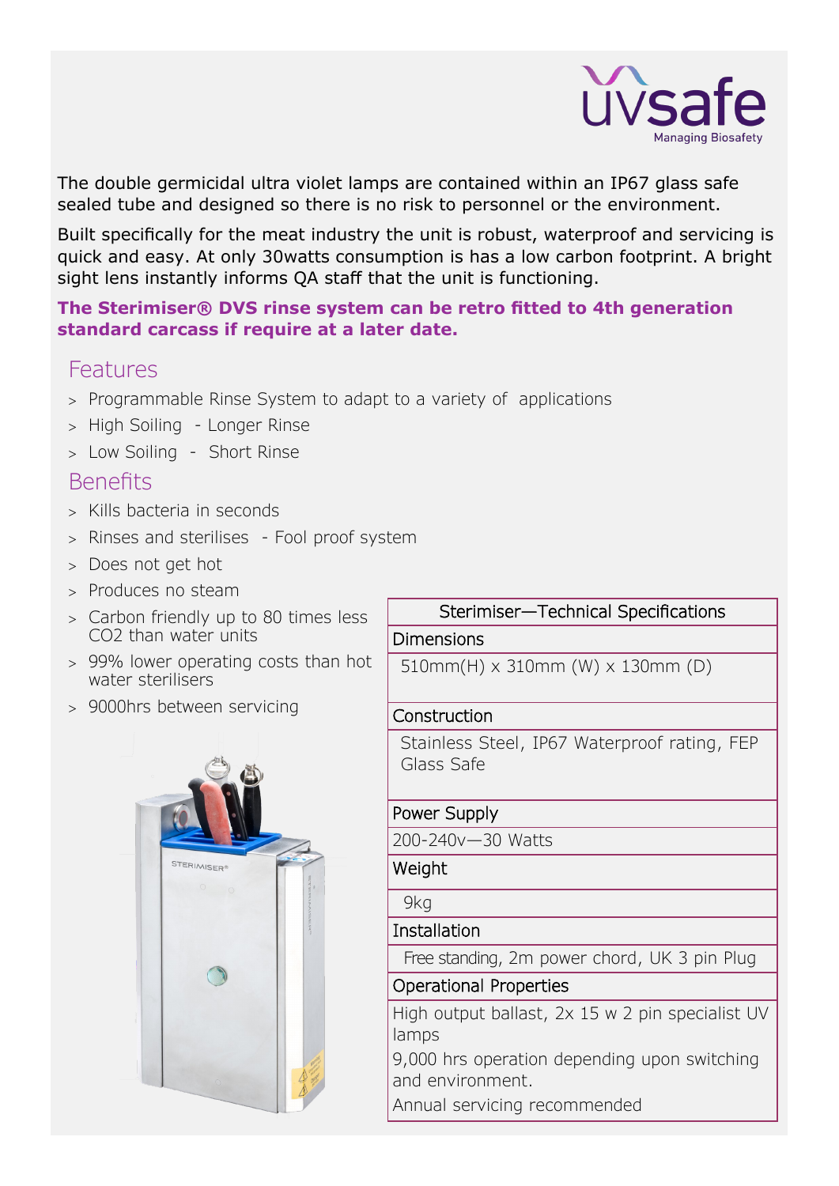The double germicidal ultra violet lamps are contained within an IP67 glass safe sealed tube and designed so there is no risk to personnel or the environment.

Built specifically for the meat industry the unit is robust, waterproof and servicing is quick and easy. At only 30watts consumption is has a low carbon footprint. A bright sight lens instantly informs QA staff that the unit is functioning.

**The Sterimiser® DVS rinse system can be retro fitted to 4th generation standard carcass if require at a later date.**

## Features

- Programmable Rinse System to adapt to a variety of applications
- High Soiling - Longer Rinse
- Low Soiling - Short Rinse

## Benefits

- Kills bacteria in seconds
- Rinses and sterilises - Fool proof system
- Does not get hot
- Produces no steam
- Carbon friendly up to 80 times less $CO_2$ than water units
- 99% lower operating costs than hot water sterilisers
- 9000hrs between servicing

| Sterimiser—Technical Specifications |
|---|
| **Dimensions** |
| 510mm(H) x 310mm (W) x 130mm (D) |
| **Construction** |
| Stainless Steel, IP67 Waterproof rating, FEP Glass Safe |
| **Power Supply** |
| 200-240v—30 Watts |
| **Weight** |
| 9kg |
| **Installation** |
| Free standing, 2m power chord, UK 3 pin Plug |
| **Operational Properties** |
| High output ballast, 2x 15 w 2 pin specialist UV lamps<br>9,000 hrs operation depending upon switching and environment.<br>Annual servicing recommended |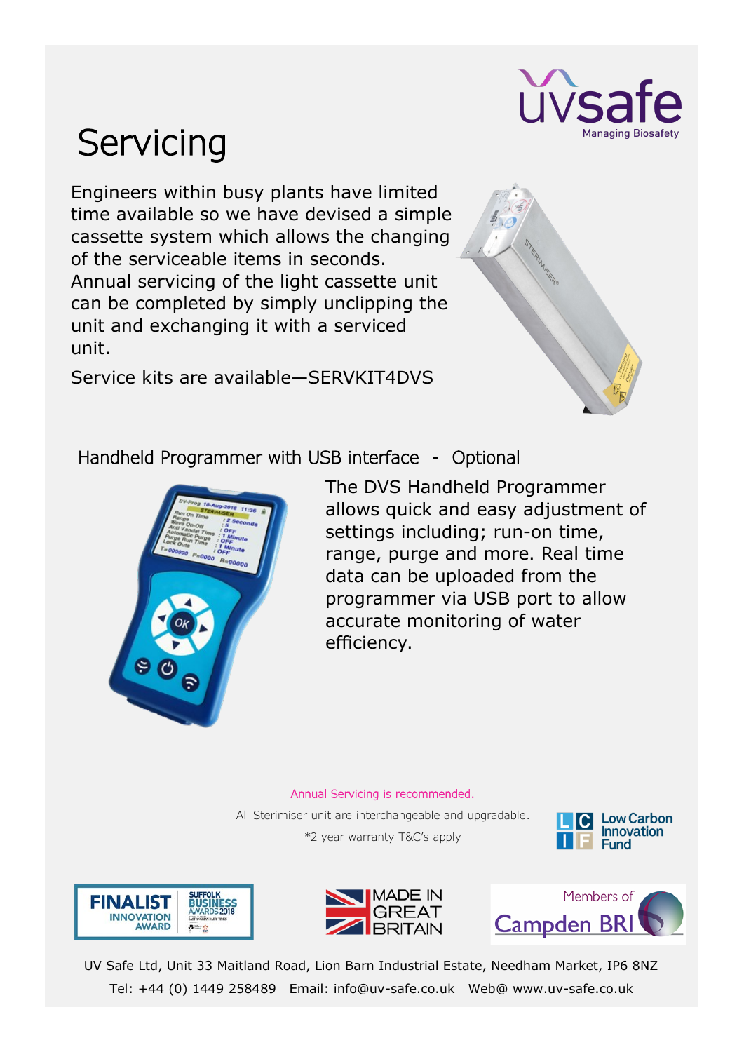# Servicing

Engineers within busy plants have limited time available so we have devised a simple cassette system which allows the changing of the serviceable items in seconds. Annual servicing of the light cassette unit can be completed by simply unclipping the unit and exchanging it with a serviced unit.

Service kits are available—SERVKIT4DVS

## Handheld Programmer with USB interface - Optional

The DVS Handheld Programmer allows quick and easy adjustment of settings including; run-on time, range, purge and more. Real time data can be uploaded from the programmer via USB port to allow accurate monitoring of water efficiency.

Annual Servicing is recommended.

All Sterimiser unit are interchangeable and upgradable.

*2 year warranty T&C's apply

UV Safe Ltd, Unit 33 Maitland Road, Lion Barn Industrial Estate, Needham Market, IP6 8NZ

Tel: +44 (0) 1449 258489 Email: info@uv-safe.co.uk Web@ www.uv-safe.co.uk